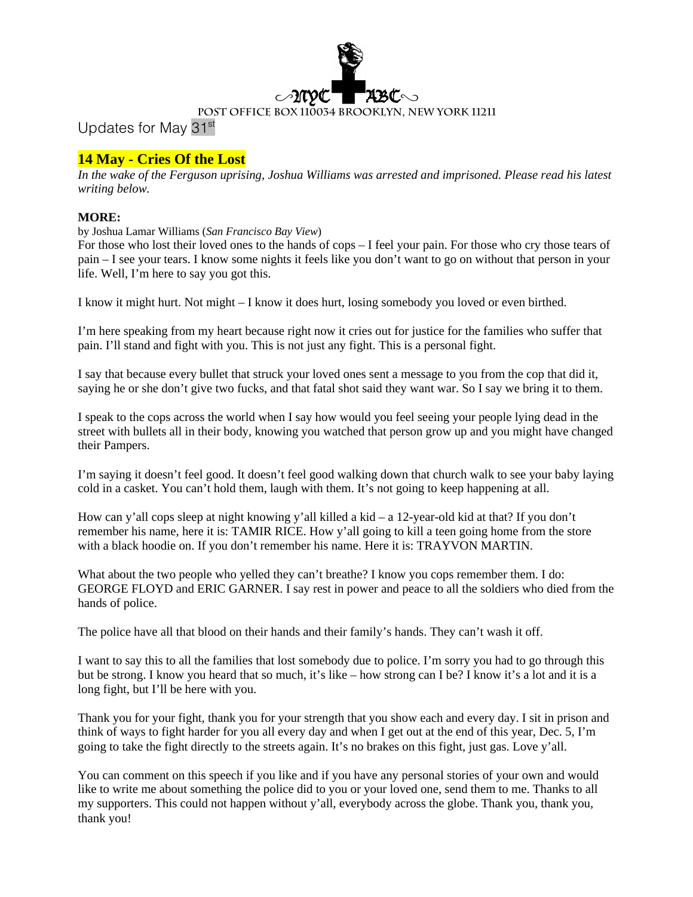NYC ABC

POST OFFICE BOX 110034 BROOKLYN, NEW YORK 11211

Updates for May 31st

## 14 May - Cries Of the Lost

*In the wake of the Ferguson uprising, Joshua Williams was arrested and imprisoned. Please read his latest writing below.*

**MORE:**

by Joshua Lamar Williams (*San Francisco Bay View*)

For those who lost their loved ones to the hands of cops – I feel your pain. For those who cry those tears of pain – I see your tears. I know some nights it feels like you don't want to go on without that person in your life. Well, I'm here to say you got this.

I know it might hurt. Not might – I know it does hurt, losing somebody you loved or even birthed.

I'm here speaking from my heart because right now it cries out for justice for the families who suffer that pain. I'll stand and fight with you. This is not just any fight. This is a personal fight.

I say that because every bullet that struck your loved ones sent a message to you from the cop that did it, saying he or she don't give two fucks, and that fatal shot said they want war. So I say we bring it to them.

I speak to the cops across the world when I say how would you feel seeing your people lying dead in the street with bullets all in their body, knowing you watched that person grow up and you might have changed their Pampers.

I'm saying it doesn't feel good. It doesn't feel good walking down that church walk to see your baby laying cold in a casket. You can't hold them, laugh with them. It's not going to keep happening at all.

How can y'all cops sleep at night knowing y'all killed a kid – a 12-year-old kid at that? If you don't remember his name, here it is: TAMIR RICE. How y'all going to kill a teen going home from the store with a black hoodie on. If you don't remember his name. Here it is: TRAYVON MARTIN.

What about the two people who yelled they can't breathe? I know you cops remember them. I do: GEORGE FLOYD and ERIC GARNER. I say rest in power and peace to all the soldiers who died from the hands of police.

The police have all that blood on their hands and their family's hands. They can't wash it off.

I want to say this to all the families that lost somebody due to police. I'm sorry you had to go through this but be strong. I know you heard that so much, it's like – how strong can I be? I know it's a lot and it is a long fight, but I'll be here with you.

Thank you for your fight, thank you for your strength that you show each and every day. I sit in prison and think of ways to fight harder for you all every day and when I get out at the end of this year, Dec. 5, I'm going to take the fight directly to the streets again. It's no brakes on this fight, just gas. Love y'all.

You can comment on this speech if you like and if you have any personal stories of your own and would like to write me about something the police did to you or your loved one, send them to me. Thanks to all my supporters. This could not happen without y'all, everybody across the globe. Thank you, thank you, thank you!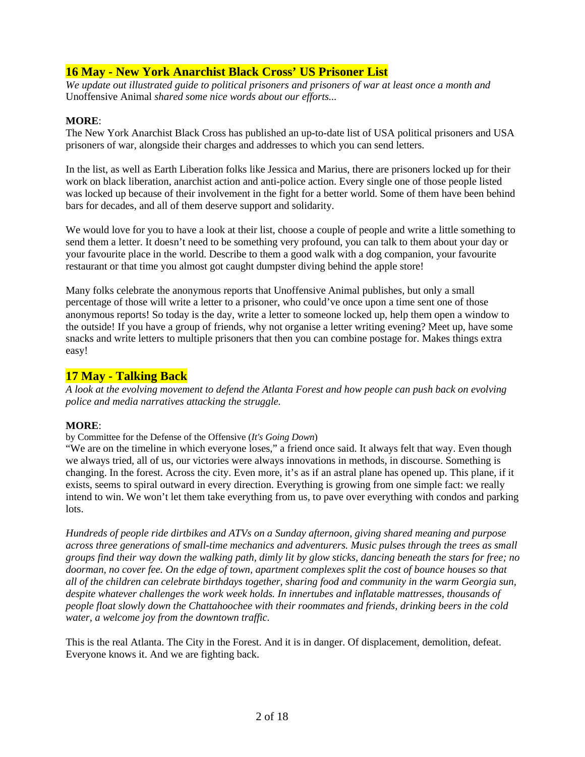## 16 May - New York Anarchist Black Cross' US Prisoner List

*We update out illustrated guide to political prisoners and prisoners of war at least once a month and* Unoffensive Animal *shared some nice words about our efforts...*

**MORE**:

The New York Anarchist Black Cross has published an up-to-date list of USA political prisoners and USA prisoners of war, alongside their charges and addresses to which you can send letters.

In the list, as well as Earth Liberation folks like Jessica and Marius, there are prisoners locked up for their work on black liberation, anarchist action and anti-police action. Every single one of those people listed was locked up because of their involvement in the fight for a better world. Some of them have been behind bars for decades, and all of them deserve support and solidarity.

We would love for you to have a look at their list, choose a couple of people and write a little something to send them a letter. It doesn't need to be something very profound, you can talk to them about your day or your favourite place in the world. Describe to them a good walk with a dog companion, your favourite restaurant or that time you almost got caught dumpster diving behind the apple store!

Many folks celebrate the anonymous reports that Unoffensive Animal publishes, but only a small percentage of those will write a letter to a prisoner, who could've once upon a time sent one of those anonymous reports! So today is the day, write a letter to someone locked up, help them open a window to the outside! If you have a group of friends, why not organise a letter writing evening? Meet up, have some snacks and write letters to multiple prisoners that then you can combine postage for. Makes things extra easy!

## 17 May - Talking Back

*A look at the evolving movement to defend the Atlanta Forest and how people can push back on evolving police and media narratives attacking the struggle.*

**MORE**:

by Committee for the Defense of the Offensive (*It's Going Down*)

"We are on the timeline in which everyone loses," a friend once said. It always felt that way. Even though we always tried, all of us, our victories were always innovations in methods, in discourse. Something is changing. In the forest. Across the city. Even more, it's as if an astral plane has opened up. This plane, if it exists, seems to spiral outward in every direction. Everything is growing from one simple fact: we really intend to win. We won't let them take everything from us, to pave over everything with condos and parking lots.

*Hundreds of people ride dirtbikes and ATVs on a Sunday afternoon, giving shared meaning and purpose across three generations of small-time mechanics and adventurers. Music pulses through the trees as small groups find their way down the walking path, dimly lit by glow sticks, dancing beneath the stars for free; no doorman, no cover fee. On the edge of town, apartment complexes split the cost of bounce houses so that all of the children can celebrate birthdays together, sharing food and community in the warm Georgia sun, despite whatever challenges the work week holds. In innertubes and inflatable mattresses, thousands of people float slowly down the Chattahoochee with their roommates and friends, drinking beers in the cold water, a welcome joy from the downtown traffic.*

This is the real Atlanta. The City in the Forest. And it is in danger. Of displacement, demolition, defeat. Everyone knows it. And we are fighting back.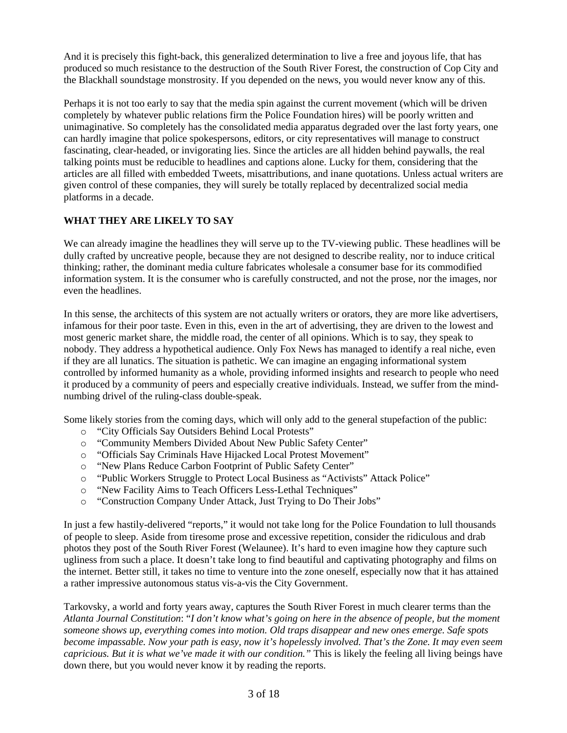And it is precisely this fight-back, this generalized determination to live a free and joyous life, that has produced so much resistance to the destruction of the South River Forest, the construction of Cop City and the Blackhall soundstage monstrosity. If you depended on the news, you would never know any of this.

Perhaps it is not too early to say that the media spin against the current movement (which will be driven completely by whatever public relations firm the Police Foundation hires) will be poorly written and unimaginative. So completely has the consolidated media apparatus degraded over the last forty years, one can hardly imagine that police spokespersons, editors, or city representatives will manage to construct fascinating, clear-headed, or invigorating lies. Since the articles are all hidden behind paywalls, the real talking points must be reducible to headlines and captions alone. Lucky for them, considering that the articles are all filled with embedded Tweets, misattributions, and inane quotations. Unless actual writers are given control of these companies, they will surely be totally replaced by decentralized social media platforms in a decade.

## WHAT THEY ARE LIKELY TO SAY

We can already imagine the headlines they will serve up to the TV-viewing public. These headlines will be dully crafted by uncreative people, because they are not designed to describe reality, nor to induce critical thinking; rather, the dominant media culture fabricates wholesale a consumer base for its commodified information system. It is the consumer who is carefully constructed, and not the prose, nor the images, nor even the headlines.

In this sense, the architects of this system are not actually writers or orators, they are more like advertisers, infamous for their poor taste. Even in this, even in the art of advertising, they are driven to the lowest and most generic market share, the middle road, the center of all opinions. Which is to say, they speak to nobody. They address a hypothetical audience. Only Fox News has managed to identify a real niche, even if they are all lunatics. The situation is pathetic. We can imagine an engaging informational system controlled by informed humanity as a whole, providing informed insights and research to people who need it produced by a community of peers and especially creative individuals. Instead, we suffer from the mind-numbing drivel of the ruling-class double-speak.

Some likely stories from the coming days, which will only add to the general stupefaction of the public:

- "City Officials Say Outsiders Behind Local Protests"
- "Community Members Divided About New Public Safety Center"
- "Officials Say Criminals Have Hijacked Local Protest Movement"
- "New Plans Reduce Carbon Footprint of Public Safety Center"
- "Public Workers Struggle to Protect Local Business as "Activists" Attack Police"
- "New Facility Aims to Teach Officers Less-Lethal Techniques"
- "Construction Company Under Attack, Just Trying to Do Their Jobs"

In just a few hastily-delivered "reports," it would not take long for the Police Foundation to lull thousands of people to sleep. Aside from tiresome prose and excessive repetition, consider the ridiculous and drab photos they post of the South River Forest (Welaunee). It's hard to even imagine how they capture such ugliness from such a place. It doesn't take long to find beautiful and captivating photography and films on the internet. Better still, it takes no time to venture into the zone oneself, especially now that it has attained a rather impressive autonomous status vis-a-vis the City Government.

Tarkovsky, a world and forty years away, captures the South River Forest in much clearer terms than the *Atlanta Journal Constitution*: "*I don't know what's going on here in the absence of people, but the moment someone shows up, everything comes into motion. Old traps disappear and new ones emerge. Safe spots become impassable. Now your path is easy, now it's hopelessly involved. That's the Zone. It may even seem capricious. But it is what we've made it with our condition.*" This is likely the feeling all living beings have down there, but you would never know it by reading the reports.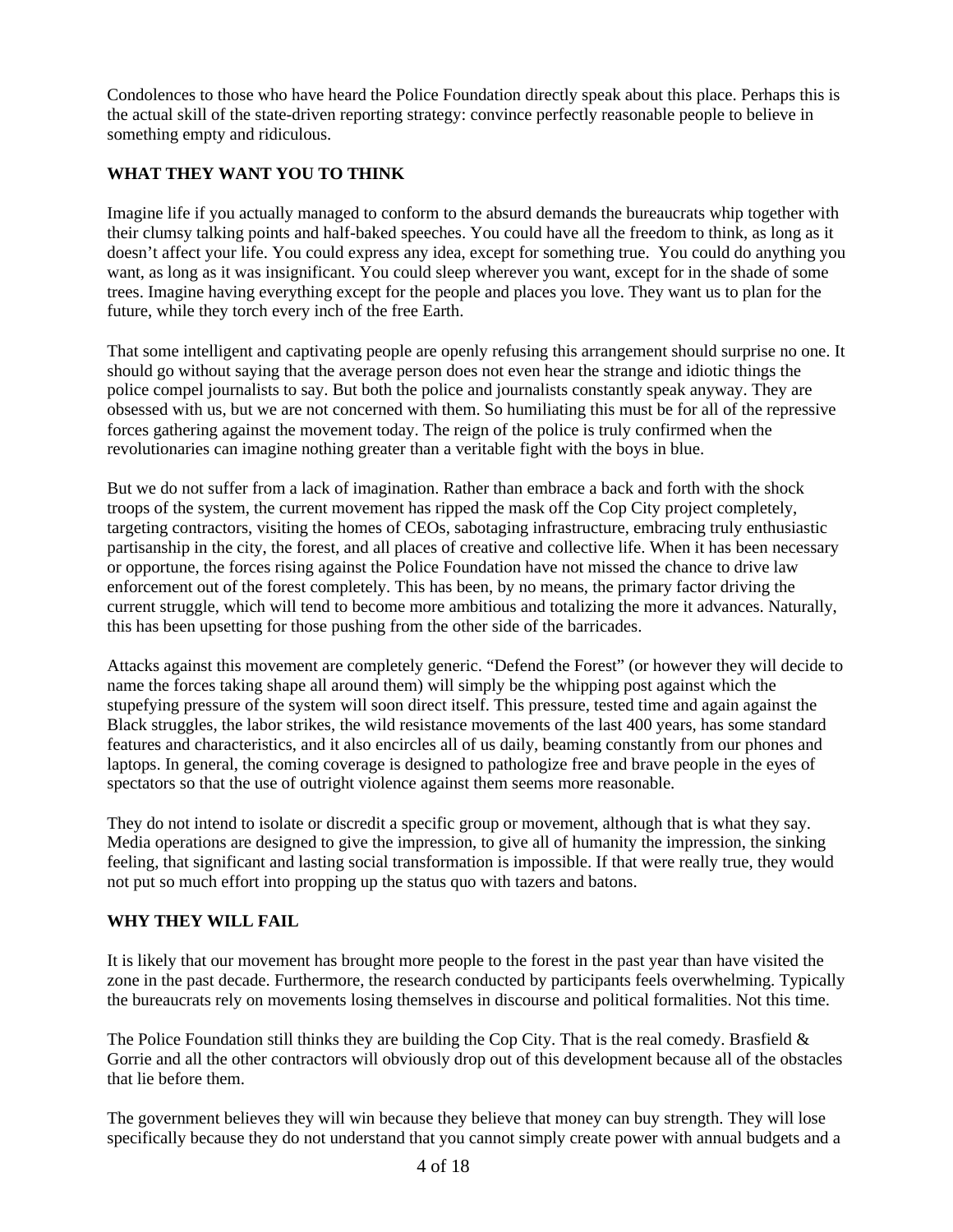Condolences to those who have heard the Police Foundation directly speak about this place. Perhaps this is the actual skill of the state-driven reporting strategy: convince perfectly reasonable people to believe in something empty and ridiculous.

**WHAT THEY WANT YOU TO THINK**

Imagine life if you actually managed to conform to the absurd demands the bureaucrats whip together with their clumsy talking points and half-baked speeches. You could have all the freedom to think, as long as it doesn't affect your life. You could express any idea, except for something true. You could do anything you want, as long as it was insignificant. You could sleep wherever you want, except for in the shade of some trees. Imagine having everything except for the people and places you love. They want us to plan for the future, while they torch every inch of the free Earth.

That some intelligent and captivating people are openly refusing this arrangement should surprise no one. It should go without saying that the average person does not even hear the strange and idiotic things the police compel journalists to say. But both the police and journalists constantly speak anyway. They are obsessed with us, but we are not concerned with them. So humiliating this must be for all of the repressive forces gathering against the movement today. The reign of the police is truly confirmed when the revolutionaries can imagine nothing greater than a veritable fight with the boys in blue.

But we do not suffer from a lack of imagination. Rather than embrace a back and forth with the shock troops of the system, the current movement has ripped the mask off the Cop City project completely, targeting contractors, visiting the homes of CEOs, sabotaging infrastructure, embracing truly enthusiastic partisanship in the city, the forest, and all places of creative and collective life. When it has been necessary or opportune, the forces rising against the Police Foundation have not missed the chance to drive law enforcement out of the forest completely. This has been, by no means, the primary factor driving the current struggle, which will tend to become more ambitious and totalizing the more it advances. Naturally, this has been upsetting for those pushing from the other side of the barricades.

Attacks against this movement are completely generic. "Defend the Forest" (or however they will decide to name the forces taking shape all around them) will simply be the whipping post against which the stupefying pressure of the system will soon direct itself. This pressure, tested time and again against the Black struggles, the labor strikes, the wild resistance movements of the last 400 years, has some standard features and characteristics, and it also encircles all of us daily, beaming constantly from our phones and laptops. In general, the coming coverage is designed to pathologize free and brave people in the eyes of spectators so that the use of outright violence against them seems more reasonable.

They do not intend to isolate or discredit a specific group or movement, although that is what they say. Media operations are designed to give the impression, to give all of humanity the impression, the sinking feeling, that significant and lasting social transformation is impossible. If that were really true, they would not put so much effort into propping up the status quo with tazers and batons.

**WHY THEY WILL FAIL**

It is likely that our movement has brought more people to the forest in the past year than have visited the zone in the past decade. Furthermore, the research conducted by participants feels overwhelming. Typically the bureaucrats rely on movements losing themselves in discourse and political formalities. Not this time.

The Police Foundation still thinks they are building the Cop City. That is the real comedy. Brasfield & Gorrie and all the other contractors will obviously drop out of this development because all of the obstacles that lie before them.

The government believes they will win because they believe that money can buy strength. They will lose specifically because they do not understand that you cannot simply create power with annual budgets and a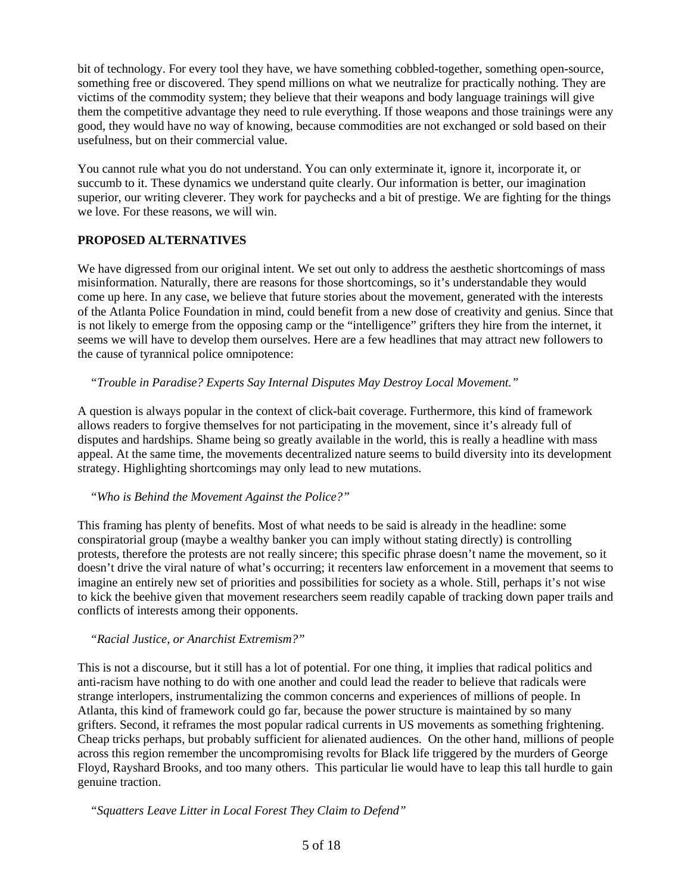bit of technology. For every tool they have, we have something cobbled-together, something open-source, something free or discovered. They spend millions on what we neutralize for practically nothing. They are victims of the commodity system; they believe that their weapons and body language trainings will give them the competitive advantage they need to rule everything. If those weapons and those trainings were any good, they would have no way of knowing, because commodities are not exchanged or sold based on their usefulness, but on their commercial value.

You cannot rule what you do not understand. You can only exterminate it, ignore it, incorporate it, or succumb to it. These dynamics we understand quite clearly. Our information is better, our imagination superior, our writing cleverer. They work for paychecks and a bit of prestige. We are fighting for the things we love. For these reasons, we will win.

**PROPOSED ALTERNATIVES**

We have digressed from our original intent. We set out only to address the aesthetic shortcomings of mass misinformation. Naturally, there are reasons for those shortcomings, so it's understandable they would come up here. In any case, we believe that future stories about the movement, generated with the interests of the Atlanta Police Foundation in mind, could benefit from a new dose of creativity and genius. Since that is not likely to emerge from the opposing camp or the "intelligence" grifters they hire from the internet, it seems we will have to develop them ourselves. Here are a few headlines that may attract new followers to the cause of tyrannical police omnipotence:

*"Trouble in Paradise? Experts Say Internal Disputes May Destroy Local Movement."*

A question is always popular in the context of click-bait coverage. Furthermore, this kind of framework allows readers to forgive themselves for not participating in the movement, since it's already full of disputes and hardships. Shame being so greatly available in the world, this is really a headline with mass appeal. At the same time, the movements decentralized nature seems to build diversity into its development strategy. Highlighting shortcomings may only lead to new mutations.

*"Who is Behind the Movement Against the Police?"*

This framing has plenty of benefits. Most of what needs to be said is already in the headline: some conspiratorial group (maybe a wealthy banker you can imply without stating directly) is controlling protests, therefore the protests are not really sincere; this specific phrase doesn't name the movement, so it doesn't drive the viral nature of what's occurring; it recenters law enforcement in a movement that seems to imagine an entirely new set of priorities and possibilities for society as a whole. Still, perhaps it's not wise to kick the beehive given that movement researchers seem readily capable of tracking down paper trails and conflicts of interests among their opponents.

*"Racial Justice, or Anarchist Extremism?"*

This is not a discourse, but it still has a lot of potential. For one thing, it implies that radical politics and anti-racism have nothing to do with one another and could lead the reader to believe that radicals were strange interlopers, instrumentalizing the common concerns and experiences of millions of people. In Atlanta, this kind of framework could go far, because the power structure is maintained by so many grifters. Second, it reframes the most popular radical currents in US movements as something frightening. Cheap tricks perhaps, but probably sufficient for alienated audiences. On the other hand, millions of people across this region remember the uncompromising revolts for Black life triggered by the murders of George Floyd, Rayshard Brooks, and too many others. This particular lie would have to leap this tall hurdle to gain genuine traction.

*"Squatters Leave Litter in Local Forest They Claim to Defend"*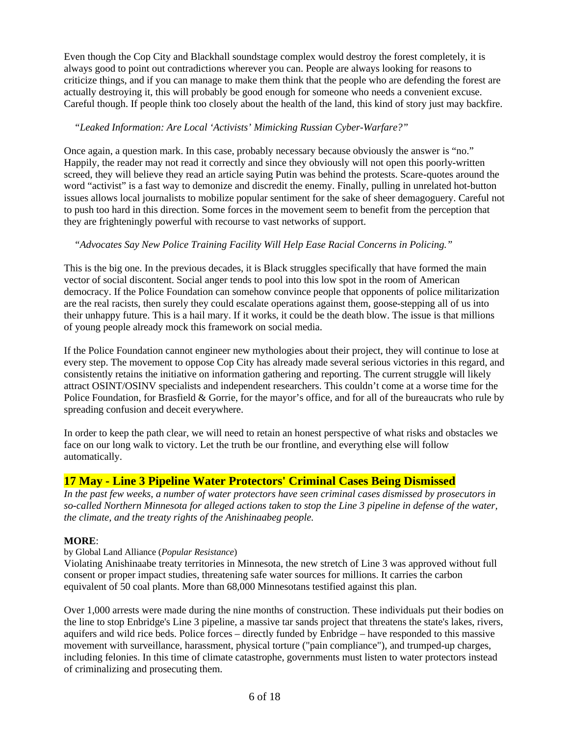Even though the Cop City and Blackhall soundstage complex would destroy the forest completely, it is always good to point out contradictions wherever you can. People are always looking for reasons to criticize things, and if you can manage to make them think that the people who are defending the forest are actually destroying it, this will probably be good enough for someone who needs a convenient excuse. Careful though. If people think too closely about the health of the land, this kind of story just may backfire.

*"Leaked Information: Are Local 'Activists' Mimicking Russian Cyber-Warfare?"*

Once again, a question mark. In this case, probably necessary because obviously the answer is "no." Happily, the reader may not read it correctly and since they obviously will not open this poorly-written screed, they will believe they read an article saying Putin was behind the protests. Scare-quotes around the word "activist" is a fast way to demonize and discredit the enemy. Finally, pulling in unrelated hot-button issues allows local journalists to mobilize popular sentiment for the sake of sheer demagoguery. Careful not to push too hard in this direction. Some forces in the movement seem to benefit from the perception that they are frighteningly powerful with recourse to vast networks of support.

*"Advocates Say New Police Training Facility Will Help Ease Racial Concerns in Policing."*

This is the big one. In the previous decades, it is Black struggles specifically that have formed the main vector of social discontent. Social anger tends to pool into this low spot in the room of American democracy. If the Police Foundation can somehow convince people that opponents of police militarization are the real racists, then surely they could escalate operations against them, goose-stepping all of us into their unhappy future. This is a hail mary. If it works, it could be the death blow. The issue is that millions of young people already mock this framework on social media.

If the Police Foundation cannot engineer new mythologies about their project, they will continue to lose at every step. The movement to oppose Cop City has already made several serious victories in this regard, and consistently retains the initiative on information gathering and reporting. The current struggle will likely attract OSINT/OSINV specialists and independent researchers. This couldn't come at a worse time for the Police Foundation, for Brasfield & Gorrie, for the mayor's office, and for all of the bureaucrats who rule by spreading confusion and deceit everywhere.

In order to keep the path clear, we will need to retain an honest perspective of what risks and obstacles we face on our long walk to victory. Let the truth be our frontline, and everything else will follow automatically.

## 17 May - Line 3 Pipeline Water Protectors' Criminal Cases Being Dismissed

*In the past few weeks, a number of water protectors have seen criminal cases dismissed by prosecutors in so-called Northern Minnesota for alleged actions taken to stop the Line 3 pipeline in defense of the water, the climate, and the treaty rights of the Anishinaabeg people.*

**MORE**:

by Global Land Alliance (*Popular Resistance*)

Violating Anishinaabe treaty territories in Minnesota, the new stretch of Line 3 was approved without full consent or proper impact studies, threatening safe water sources for millions. It carries the carbon equivalent of 50 coal plants. More than 68,000 Minnesotans testified against this plan.

Over 1,000 arrests were made during the nine months of construction. These individuals put their bodies on the line to stop Enbridge's Line 3 pipeline, a massive tar sands project that threatens the state's lakes, rivers, aquifers and wild rice beds. Police forces – directly funded by Enbridge – have responded to this massive movement with surveillance, harassment, physical torture ("pain compliance"), and trumped-up charges, including felonies. In this time of climate catastrophe, governments must listen to water protectors instead of criminalizing and prosecuting them.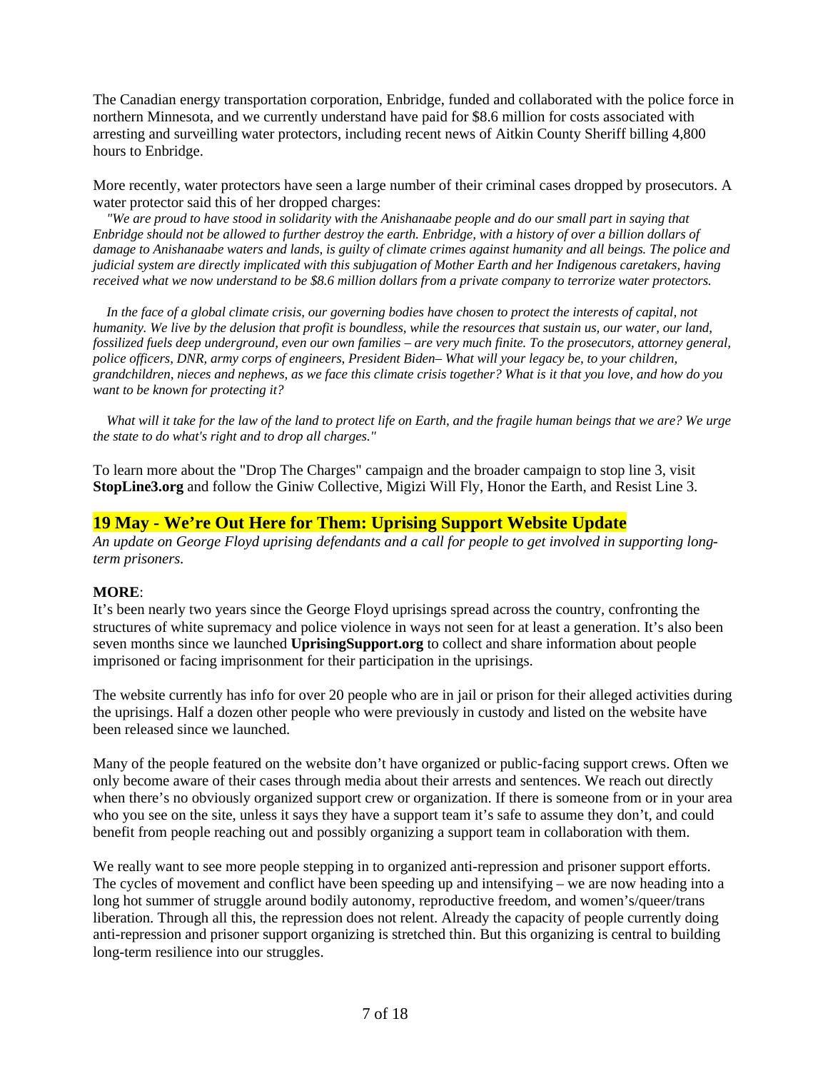The Canadian energy transportation corporation, Enbridge, funded and collaborated with the police force in northern Minnesota, and we currently understand have paid for $8.6 million for costs associated with arresting and surveilling water protectors, including recent news of Aitkin County Sheriff billing 4,800 hours to Enbridge.

More recently, water protectors have seen a large number of their criminal cases dropped by prosecutors. A water protector said this of her dropped charges:

*"We are proud to have stood in solidarity with the Anishanaabe people and do our small part in saying that Enbridge should not be allowed to further destroy the earth. Enbridge, with a history of over a billion dollars of damage to Anishanaabe waters and lands, is guilty of climate crimes against humanity and all beings. The police and judicial system are directly implicated with this subjugation of Mother Earth and her Indigenous caretakers, having received what we now understand to be $8.6 million dollars from a private company to terrorize water protectors.*

*In the face of a global climate crisis, our governing bodies have chosen to protect the interests of capital, not humanity. We live by the delusion that profit is boundless, while the resources that sustain us, our water, our land, fossilized fuels deep underground, even our own families – are very much finite. To the prosecutors, attorney general, police officers, DNR, army corps of engineers, President Biden– What will your legacy be, to your children, grandchildren, nieces and nephews, as we face this climate crisis together? What is it that you love, and how do you want to be known for protecting it?*

*What will it take for the law of the land to protect life on Earth, and the fragile human beings that we are? We urge the state to do what's right and to drop all charges."*

To learn more about the "Drop The Charges" campaign and the broader campaign to stop line 3, visit **StopLine3.org** and follow the Giniw Collective, Migizi Will Fly, Honor the Earth, and Resist Line 3.

## 19 May - We're Out Here for Them: Uprising Support Website Update

*An update on George Floyd uprising defendants and a call for people to get involved in supporting long-term prisoners.*

**MORE**:

It's been nearly two years since the George Floyd uprisings spread across the country, confronting the structures of white supremacy and police violence in ways not seen for at least a generation. It's also been seven months since we launched **UprisingSupport.org** to collect and share information about people imprisoned or facing imprisonment for their participation in the uprisings.

The website currently has info for over 20 people who are in jail or prison for their alleged activities during the uprisings. Half a dozen other people who were previously in custody and listed on the website have been released since we launched.

Many of the people featured on the website don't have organized or public-facing support crews. Often we only become aware of their cases through media about their arrests and sentences. We reach out directly when there's no obviously organized support crew or organization. If there is someone from or in your area who you see on the site, unless it says they have a support team it's safe to assume they don't, and could benefit from people reaching out and possibly organizing a support team in collaboration with them.

We really want to see more people stepping in to organized anti-repression and prisoner support efforts. The cycles of movement and conflict have been speeding up and intensifying – we are now heading into a long hot summer of struggle around bodily autonomy, reproductive freedom, and women's/queer/trans liberation. Through all this, the repression does not relent. Already the capacity of people currently doing anti-repression and prisoner support organizing is stretched thin. But this organizing is central to building long-term resilience into our struggles.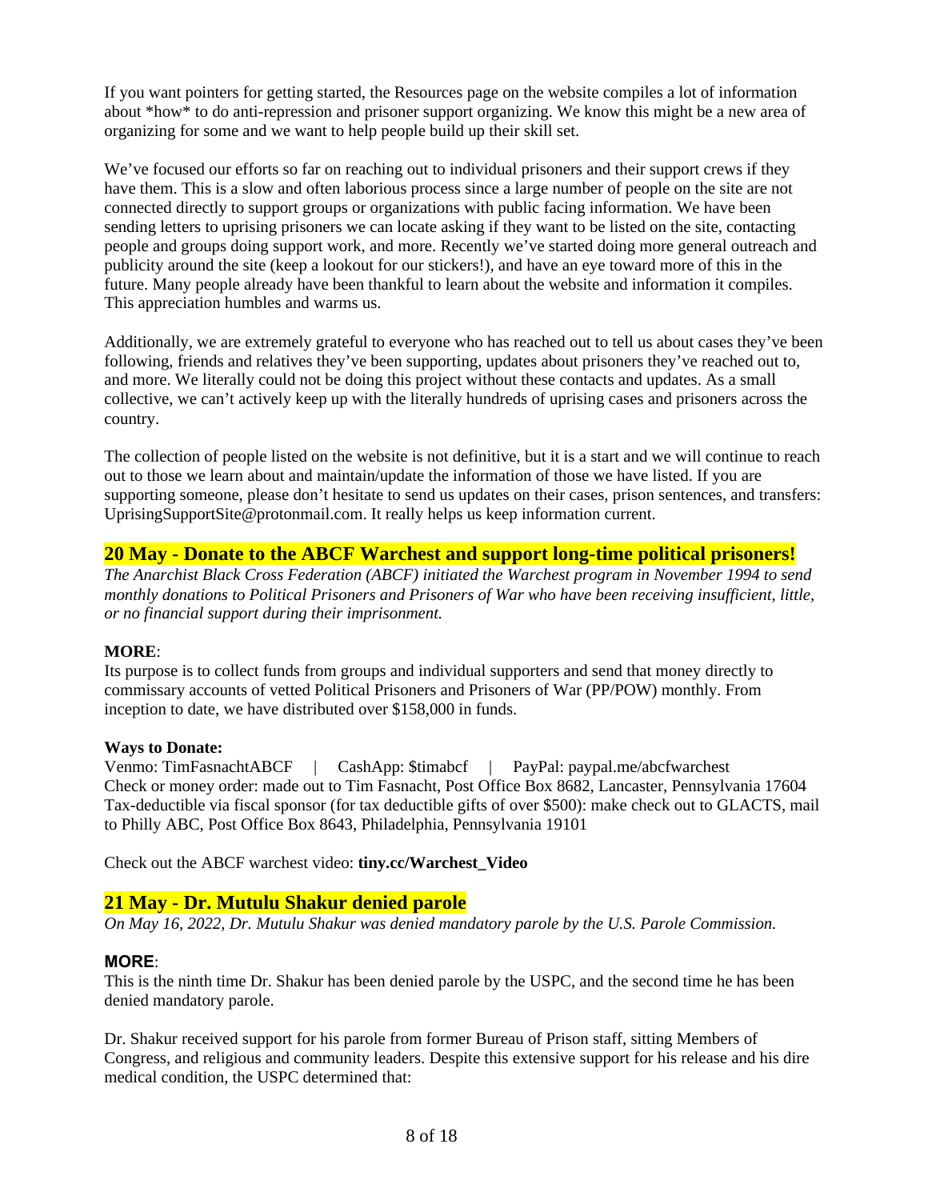If you want pointers for getting started, the Resources page on the website compiles a lot of information about *how* to do anti-repression and prisoner support organizing. We know this might be a new area of organizing for some and we want to help people build up their skill set.

We've focused our efforts so far on reaching out to individual prisoners and their support crews if they have them. This is a slow and often laborious process since a large number of people on the site are not connected directly to support groups or organizations with public facing information. We have been sending letters to uprising prisoners we can locate asking if they want to be listed on the site, contacting people and groups doing support work, and more. Recently we've started doing more general outreach and publicity around the site (keep a lookout for our stickers!), and have an eye toward more of this in the future. Many people already have been thankful to learn about the website and information it compiles. This appreciation humbles and warms us.

Additionally, we are extremely grateful to everyone who has reached out to tell us about cases they've been following, friends and relatives they've been supporting, updates about prisoners they've reached out to, and more. We literally could not be doing this project without these contacts and updates. As a small collective, we can't actively keep up with the literally hundreds of uprising cases and prisoners across the country.

The collection of people listed on the website is not definitive, but it is a start and we will continue to reach out to those we learn about and maintain/update the information of those we have listed. If you are supporting someone, please don't hesitate to send us updates on their cases, prison sentences, and transfers: UprisingSupportSite@protonmail.com. It really helps us keep information current.

## 20 May - Donate to the ABCF Warchest and support long-time political prisoners!

*The Anarchist Black Cross Federation (ABCF) initiated the Warchest program in November 1994 to send monthly donations to Political Prisoners and Prisoners of War who have been receiving insufficient, little, or no financial support during their imprisonment.*

**MORE**:
Its purpose is to collect funds from groups and individual supporters and send that money directly to commissary accounts of vetted Political Prisoners and Prisoners of War (PP/POW) monthly. From inception to date, we have distributed over $158,000 in funds.

**Ways to Donate:**
Venmo: TimFasnachtABCF | CashApp: $timabcf | PayPal: paypal.me/abcfwarchest
Check or money order: made out to Tim Fasnacht, Post Office Box 8682, Lancaster, Pennsylvania 17604
Tax-deductible via fiscal sponsor (for tax deductible gifts of over $500): make check out to GLACTS, mail to Philly ABC, Post Office Box 8643, Philadelphia, Pennsylvania 19101

Check out the ABCF warchest video: **tiny.cc/Warchest_Video**

## 21 May - Dr. Mutulu Shakur denied parole

*On May 16, 2022, Dr. Mutulu Shakur was denied mandatory parole by the U.S. Parole Commission.*

**MORE**:
This is the ninth time Dr. Shakur has been denied parole by the USPC, and the second time he has been denied mandatory parole.

Dr. Shakur received support for his parole from former Bureau of Prison staff, sitting Members of Congress, and religious and community leaders. Despite this extensive support for his release and his dire medical condition, the USPC determined that: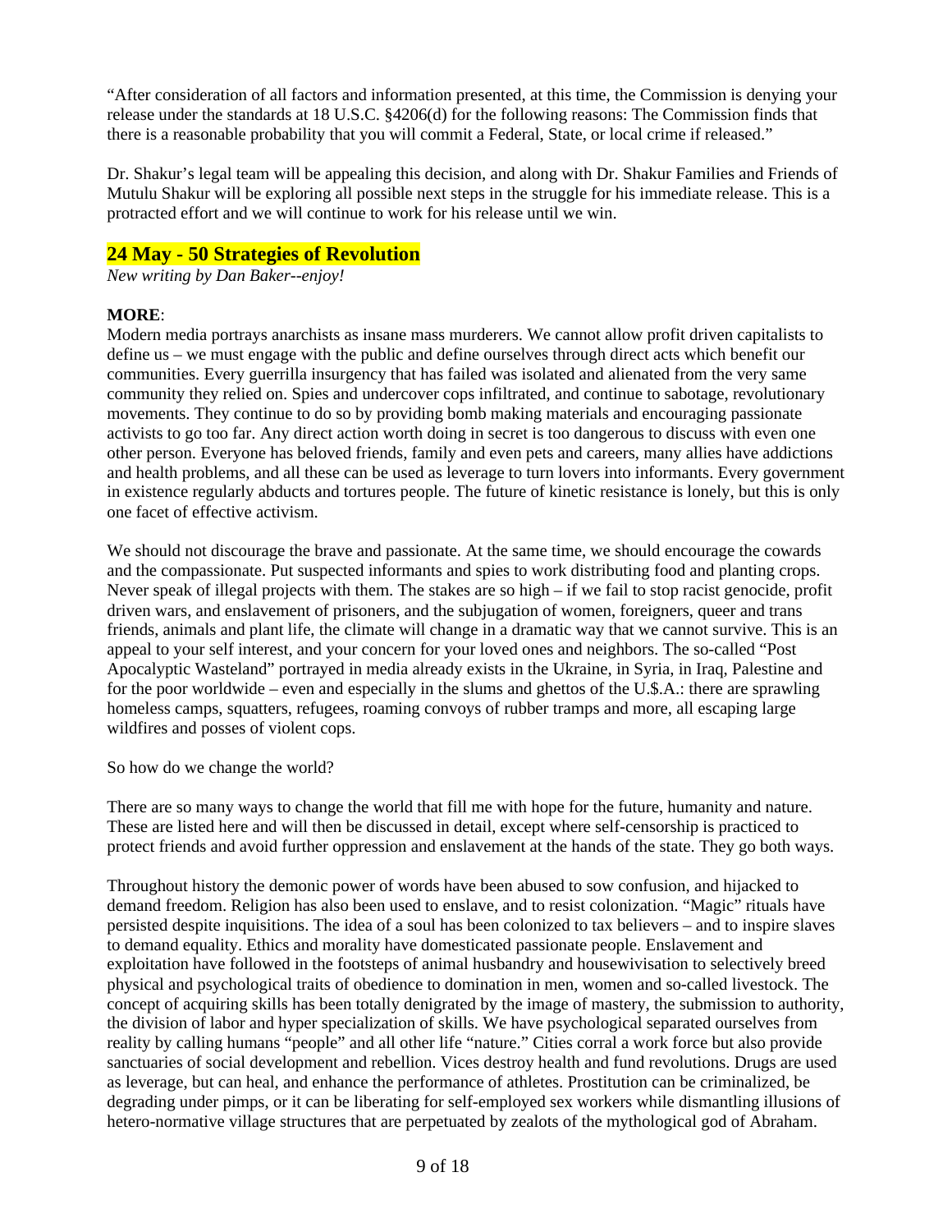"After consideration of all factors and information presented, at this time, the Commission is denying your release under the standards at 18 U.S.C. §4206(d) for the following reasons: The Commission finds that there is a reasonable probability that you will commit a Federal, State, or local crime if released."

Dr. Shakur's legal team will be appealing this decision, and along with Dr. Shakur Families and Friends of Mutulu Shakur will be exploring all possible next steps in the struggle for his immediate release. This is a protracted effort and we will continue to work for his release until we win.

## 24 May - 50 Strategies of Revolution

*New writing by Dan Baker--enjoy!*

**MORE**:
Modern media portrays anarchists as insane mass murderers. We cannot allow profit driven capitalists to define us – we must engage with the public and define ourselves through direct acts which benefit our communities. Every guerrilla insurgency that has failed was isolated and alienated from the very same community they relied on. Spies and undercover cops infiltrated, and continue to sabotage, revolutionary movements. They continue to do so by providing bomb making materials and encouraging passionate activists to go too far. Any direct action worth doing in secret is too dangerous to discuss with even one other person. Everyone has beloved friends, family and even pets and careers, many allies have addictions and health problems, and all these can be used as leverage to turn lovers into informants. Every government in existence regularly abducts and tortures people. The future of kinetic resistance is lonely, but this is only one facet of effective activism.

We should not discourage the brave and passionate. At the same time, we should encourage the cowards and the compassionate. Put suspected informants and spies to work distributing food and planting crops. Never speak of illegal projects with them. The stakes are so high – if we fail to stop racist genocide, profit driven wars, and enslavement of prisoners, and the subjugation of women, foreigners, queer and trans friends, animals and plant life, the climate will change in a dramatic way that we cannot survive. This is an appeal to your self interest, and your concern for your loved ones and neighbors. The so-called "Post Apocalyptic Wasteland" portrayed in media already exists in the Ukraine, in Syria, in Iraq, Palestine and for the poor worldwide – even and especially in the slums and ghettos of the U.$.A.: there are sprawling homeless camps, squatters, refugees, roaming convoys of rubber tramps and more, all escaping large wildfires and posses of violent cops.

So how do we change the world?

There are so many ways to change the world that fill me with hope for the future, humanity and nature. These are listed here and will then be discussed in detail, except where self-censorship is practiced to protect friends and avoid further oppression and enslavement at the hands of the state. They go both ways.

Throughout history the demonic power of words have been abused to sow confusion, and hijacked to demand freedom. Religion has also been used to enslave, and to resist colonization. "Magic" rituals have persisted despite inquisitions. The idea of a soul has been colonized to tax believers – and to inspire slaves to demand equality. Ethics and morality have domesticated passionate people. Enslavement and exploitation have followed in the footsteps of animal husbandry and housewivisation to selectively breed physical and psychological traits of obedience to domination in men, women and so-called livestock. The concept of acquiring skills has been totally denigrated by the image of mastery, the submission to authority, the division of labor and hyper specialization of skills. We have psychological separated ourselves from reality by calling humans "people" and all other life "nature." Cities corral a work force but also provide sanctuaries of social development and rebellion. Vices destroy health and fund revolutions. Drugs are used as leverage, but can heal, and enhance the performance of athletes. Prostitution can be criminalized, be degrading under pimps, or it can be liberating for self-employed sex workers while dismantling illusions of hetero-normative village structures that are perpetuated by zealots of the mythological god of Abraham.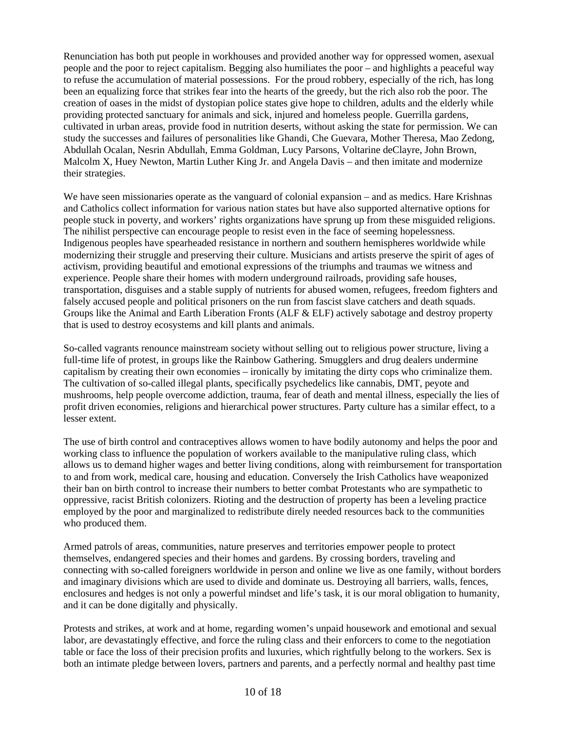Renunciation has both put people in workhouses and provided another way for oppressed women, asexual people and the poor to reject capitalism. Begging also humiliates the poor – and highlights a peaceful way to refuse the accumulation of material possessions. For the proud robbery, especially of the rich, has long been an equalizing force that strikes fear into the hearts of the greedy, but the rich also rob the poor. The creation of oases in the midst of dystopian police states give hope to children, adults and the elderly while providing protected sanctuary for animals and sick, injured and homeless people. Guerrilla gardens, cultivated in urban areas, provide food in nutrition deserts, without asking the state for permission. We can study the successes and failures of personalities like Ghandi, Che Guevara, Mother Theresa, Mao Zedong, Abdullah Ocalan, Nesrin Abdullah, Emma Goldman, Lucy Parsons, Voltarine deClayre, John Brown, Malcolm X, Huey Newton, Martin Luther King Jr. and Angela Davis – and then imitate and modernize their strategies.

We have seen missionaries operate as the vanguard of colonial expansion – and as medics. Hare Krishnas and Catholics collect information for various nation states but have also supported alternative options for people stuck in poverty, and workers' rights organizations have sprung up from these misguided religions. The nihilist perspective can encourage people to resist even in the face of seeming hopelessness. Indigenous peoples have spearheaded resistance in northern and southern hemispheres worldwide while modernizing their struggle and preserving their culture. Musicians and artists preserve the spirit of ages of activism, providing beautiful and emotional expressions of the triumphs and traumas we witness and experience. People share their homes with modern underground railroads, providing safe houses, transportation, disguises and a stable supply of nutrients for abused women, refugees, freedom fighters and falsely accused people and political prisoners on the run from fascist slave catchers and death squads. Groups like the Animal and Earth Liberation Fronts (ALF & ELF) actively sabotage and destroy property that is used to destroy ecosystems and kill plants and animals.

So-called vagrants renounce mainstream society without selling out to religious power structure, living a full-time life of protest, in groups like the Rainbow Gathering. Smugglers and drug dealers undermine capitalism by creating their own economies – ironically by imitating the dirty cops who criminalize them. The cultivation of so-called illegal plants, specifically psychedelics like cannabis, DMT, peyote and mushrooms, help people overcome addiction, trauma, fear of death and mental illness, especially the lies of profit driven economies, religions and hierarchical power structures. Party culture has a similar effect, to a lesser extent.

The use of birth control and contraceptives allows women to have bodily autonomy and helps the poor and working class to influence the population of workers available to the manipulative ruling class, which allows us to demand higher wages and better living conditions, along with reimbursement for transportation to and from work, medical care, housing and education. Conversely the Irish Catholics have weaponized their ban on birth control to increase their numbers to better combat Protestants who are sympathetic to oppressive, racist British colonizers. Rioting and the destruction of property has been a leveling practice employed by the poor and marginalized to redistribute direly needed resources back to the communities who produced them.

Armed patrols of areas, communities, nature preserves and territories empower people to protect themselves, endangered species and their homes and gardens. By crossing borders, traveling and connecting with so-called foreigners worldwide in person and online we live as one family, without borders and imaginary divisions which are used to divide and dominate us. Destroying all barriers, walls, fences, enclosures and hedges is not only a powerful mindset and life's task, it is our moral obligation to humanity, and it can be done digitally and physically.

Protests and strikes, at work and at home, regarding women's unpaid housework and emotional and sexual labor, are devastatingly effective, and force the ruling class and their enforcers to come to the negotiation table or face the loss of their precision profits and luxuries, which rightfully belong to the workers. Sex is both an intimate pledge between lovers, partners and parents, and a perfectly normal and healthy past time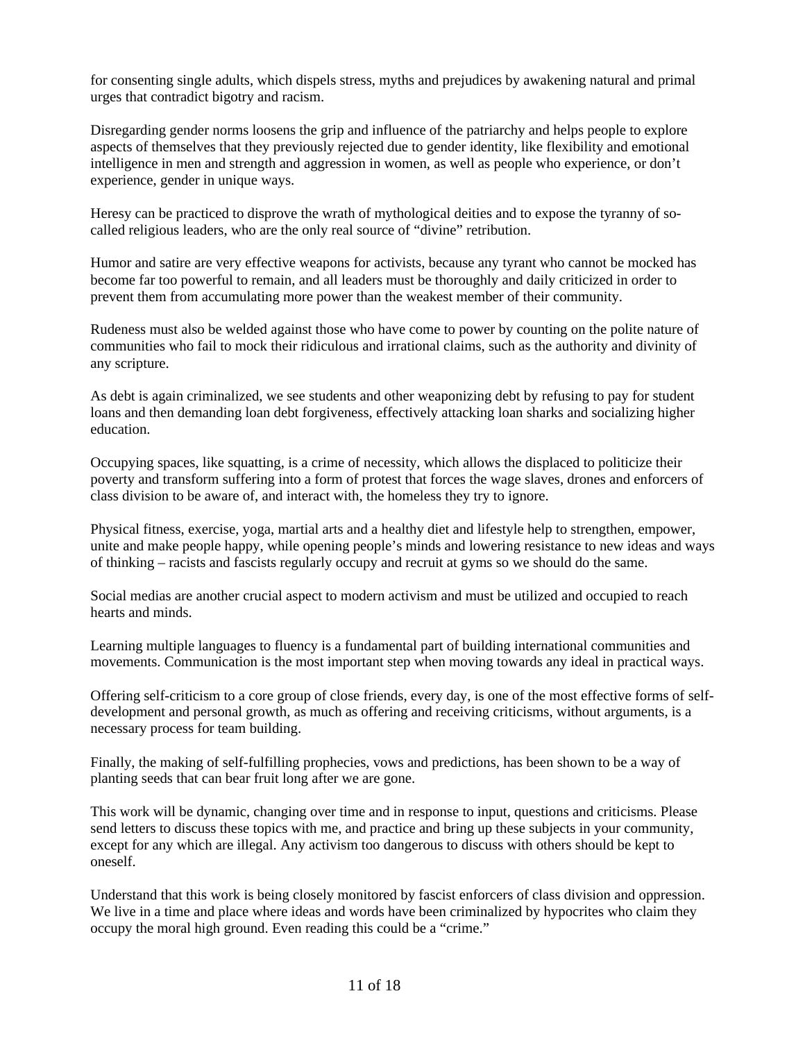for consenting single adults, which dispels stress, myths and prejudices by awakening natural and primal urges that contradict bigotry and racism.

Disregarding gender norms loosens the grip and influence of the patriarchy and helps people to explore aspects of themselves that they previously rejected due to gender identity, like flexibility and emotional intelligence in men and strength and aggression in women, as well as people who experience, or don't experience, gender in unique ways.

Heresy can be practiced to disprove the wrath of mythological deities and to expose the tyranny of so-called religious leaders, who are the only real source of "divine" retribution.

Humor and satire are very effective weapons for activists, because any tyrant who cannot be mocked has become far too powerful to remain, and all leaders must be thoroughly and daily criticized in order to prevent them from accumulating more power than the weakest member of their community.

Rudeness must also be welded against those who have come to power by counting on the polite nature of communities who fail to mock their ridiculous and irrational claims, such as the authority and divinity of any scripture.

As debt is again criminalized, we see students and other weaponizing debt by refusing to pay for student loans and then demanding loan debt forgiveness, effectively attacking loan sharks and socializing higher education.

Occupying spaces, like squatting, is a crime of necessity, which allows the displaced to politicize their poverty and transform suffering into a form of protest that forces the wage slaves, drones and enforcers of class division to be aware of, and interact with, the homeless they try to ignore.

Physical fitness, exercise, yoga, martial arts and a healthy diet and lifestyle help to strengthen, empower, unite and make people happy, while opening people's minds and lowering resistance to new ideas and ways of thinking – racists and fascists regularly occupy and recruit at gyms so we should do the same.

Social medias are another crucial aspect to modern activism and must be utilized and occupied to reach hearts and minds.

Learning multiple languages to fluency is a fundamental part of building international communities and movements. Communication is the most important step when moving towards any ideal in practical ways.

Offering self-criticism to a core group of close friends, every day, is one of the most effective forms of self-development and personal growth, as much as offering and receiving criticisms, without arguments, is a necessary process for team building.

Finally, the making of self-fulfilling prophecies, vows and predictions, has been shown to be a way of planting seeds that can bear fruit long after we are gone.

This work will be dynamic, changing over time and in response to input, questions and criticisms. Please send letters to discuss these topics with me, and practice and bring up these subjects in your community, except for any which are illegal. Any activism too dangerous to discuss with others should be kept to oneself.

Understand that this work is being closely monitored by fascist enforcers of class division and oppression. We live in a time and place where ideas and words have been criminalized by hypocrites who claim they occupy the moral high ground. Even reading this could be a "crime."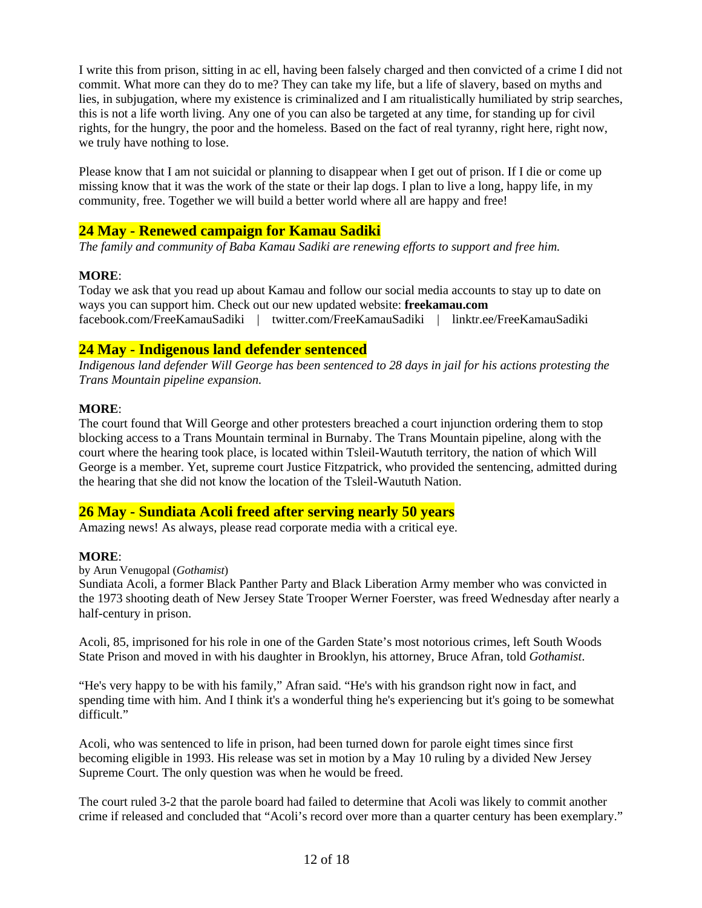I write this from prison, sitting in ac ell, having been falsely charged and then convicted of a crime I did not commit. What more can they do to me? They can take my life, but a life of slavery, based on myths and lies, in subjugation, where my existence is criminalized and I am ritualistically humiliated by strip searches, this is not a life worth living. Any one of you can also be targeted at any time, for standing up for civil rights, for the hungry, the poor and the homeless. Based on the fact of real tyranny, right here, right now, we truly have nothing to lose.

Please know that I am not suicidal or planning to disappear when I get out of prison. If I die or come up missing know that it was the work of the state or their lap dogs. I plan to live a long, happy life, in my community, free. Together we will build a better world where all are happy and free!

## 24 May - Renewed campaign for Kamau Sadiki

*The family and community of Baba Kamau Sadiki are renewing efforts to support and free him.*

**MORE**:

Today we ask that you read up about Kamau and follow our social media accounts to stay up to date on ways you can support him. Check out our new updated website: **freekamau.com**
facebook.com/FreeKamauSadiki | twitter.com/FreeKamauSadiki | linktr.ee/FreeKamauSadiki

## 24 May - Indigenous land defender sentenced

*Indigenous land defender Will George has been sentenced to 28 days in jail for his actions protesting the Trans Mountain pipeline expansion.*

**MORE**:

The court found that Will George and other protesters breached a court injunction ordering them to stop blocking access to a Trans Mountain terminal in Burnaby. The Trans Mountain pipeline, along with the court where the hearing took place, is located within Tsleil-Waututh territory, the nation of which Will George is a member. Yet, supreme court Justice Fitzpatrick, who provided the sentencing, admitted during the hearing that she did not know the location of the Tsleil-Waututh Nation.

## 26 May - Sundiata Acoli freed after serving nearly 50 years

Amazing news! As always, please read corporate media with a critical eye.

**MORE**:

by Arun Venugopal (*Gothamist*)

Sundiata Acoli, a former Black Panther Party and Black Liberation Army member who was convicted in the 1973 shooting death of New Jersey State Trooper Werner Foerster, was freed Wednesday after nearly a half-century in prison.

Acoli, 85, imprisoned for his role in one of the Garden State's most notorious crimes, left South Woods State Prison and moved in with his daughter in Brooklyn, his attorney, Bruce Afran, told *Gothamist*.

"He's very happy to be with his family," Afran said. "He's with his grandson right now in fact, and spending time with him. And I think it's a wonderful thing he's experiencing but it's going to be somewhat difficult."

Acoli, who was sentenced to life in prison, had been turned down for parole eight times since first becoming eligible in 1993. His release was set in motion by a May 10 ruling by a divided New Jersey Supreme Court. The only question was when he would be freed.

The court ruled 3-2 that the parole board had failed to determine that Acoli was likely to commit another crime if released and concluded that "Acoli's record over more than a quarter century has been exemplary."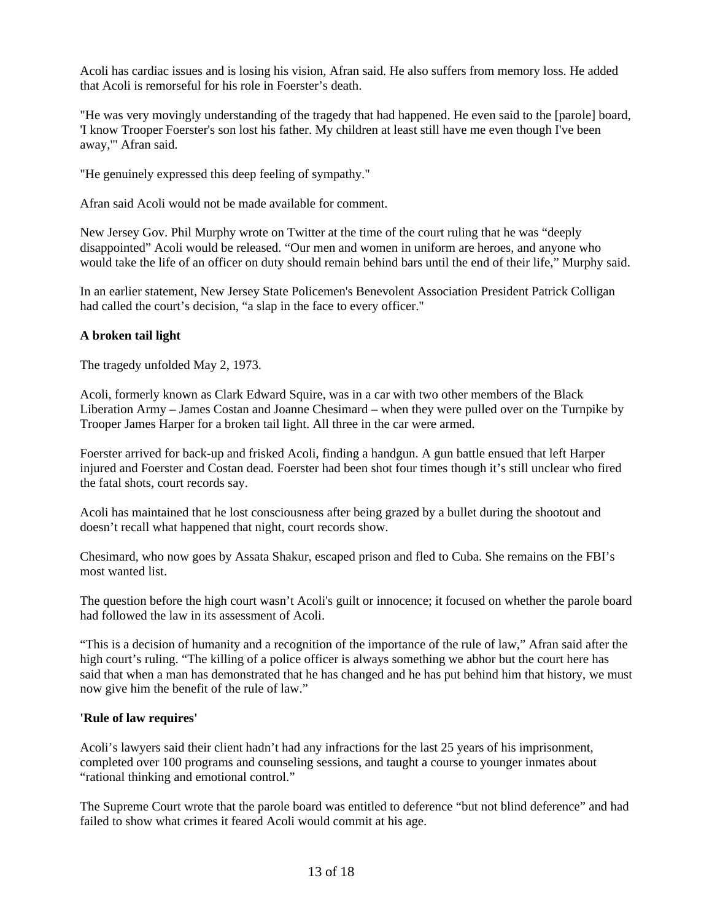Acoli has cardiac issues and is losing his vision, Afran said. He also suffers from memory loss. He added that Acoli is remorseful for his role in Foerster's death.

"He was very movingly understanding of the tragedy that had happened. He even said to the [parole] board, 'I know Trooper Foerster's son lost his father. My children at least still have me even though I've been away,'" Afran said.

"He genuinely expressed this deep feeling of sympathy."

Afran said Acoli would not be made available for comment.

New Jersey Gov. Phil Murphy wrote on Twitter at the time of the court ruling that he was "deeply disappointed" Acoli would be released. "Our men and women in uniform are heroes, and anyone who would take the life of an officer on duty should remain behind bars until the end of their life," Murphy said.

In an earlier statement, New Jersey State Policemen's Benevolent Association President Patrick Colligan had called the court's decision, "a slap in the face to every officer."

**A broken tail light**

The tragedy unfolded May 2, 1973.

Acoli, formerly known as Clark Edward Squire, was in a car with two other members of the Black Liberation Army – James Costan and Joanne Chesimard – when they were pulled over on the Turnpike by Trooper James Harper for a broken tail light. All three in the car were armed.

Foerster arrived for back-up and frisked Acoli, finding a handgun. A gun battle ensued that left Harper injured and Foerster and Costan dead. Foerster had been shot four times though it's still unclear who fired the fatal shots, court records say.

Acoli has maintained that he lost consciousness after being grazed by a bullet during the shootout and doesn't recall what happened that night, court records show.

Chesimard, who now goes by Assata Shakur, escaped prison and fled to Cuba. She remains on the FBI's most wanted list.

The question before the high court wasn't Acoli's guilt or innocence; it focused on whether the parole board had followed the law in its assessment of Acoli.

"This is a decision of humanity and a recognition of the importance of the rule of law," Afran said after the high court's ruling. "The killing of a police officer is always something we abhor but the court here has said that when a man has demonstrated that he has changed and he has put behind him that history, we must now give him the benefit of the rule of law."

**'Rule of law requires'**

Acoli's lawyers said their client hadn't had any infractions for the last 25 years of his imprisonment, completed over 100 programs and counseling sessions, and taught a course to younger inmates about "rational thinking and emotional control."

The Supreme Court wrote that the parole board was entitled to deference "but not blind deference" and had failed to show what crimes it feared Acoli would commit at his age.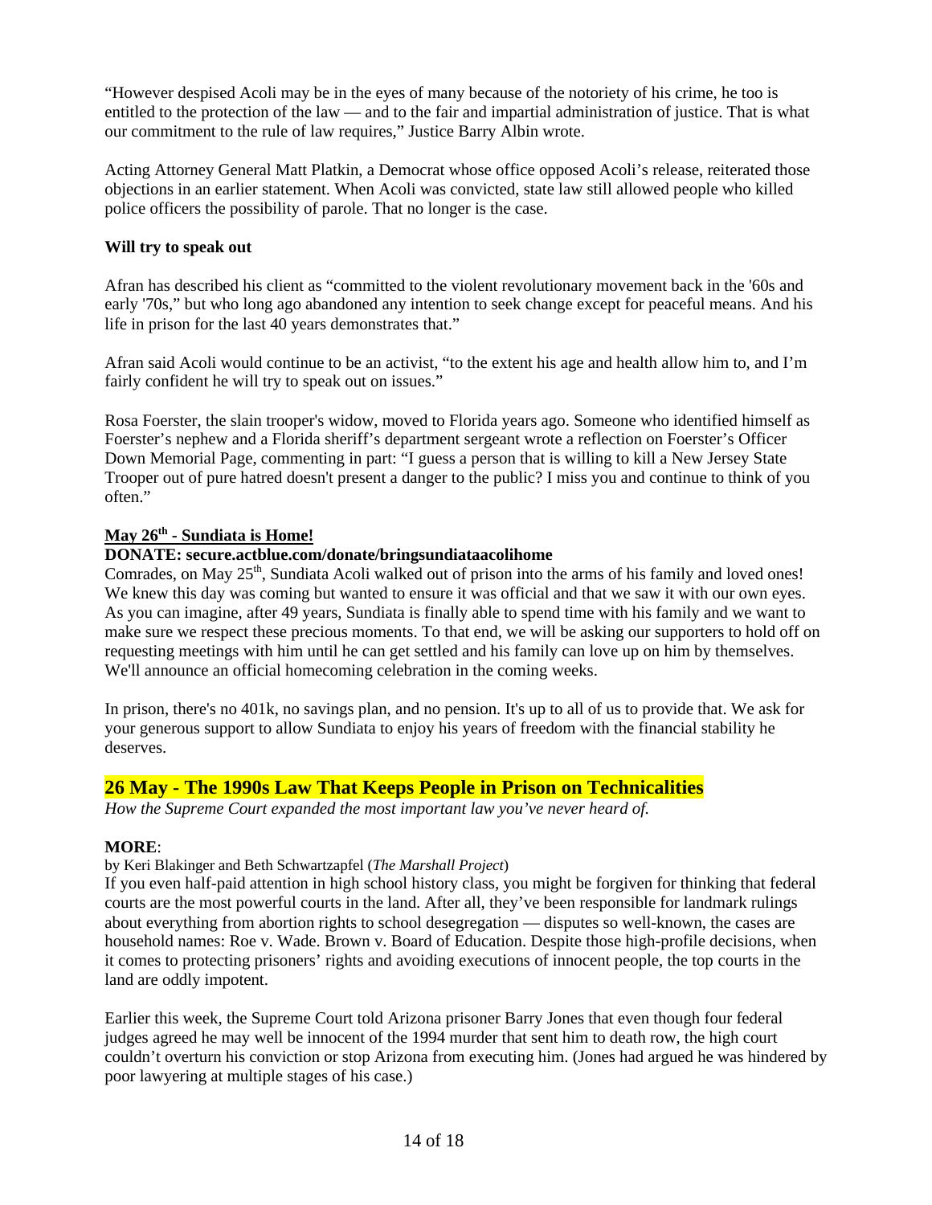"However despised Acoli may be in the eyes of many because of the notoriety of his crime, he too is entitled to the protection of the law — and to the fair and impartial administration of justice. That is what our commitment to the rule of law requires," Justice Barry Albin wrote.

Acting Attorney General Matt Platkin, a Democrat whose office opposed Acoli's release, reiterated those objections in an earlier statement. When Acoli was convicted, state law still allowed people who killed police officers the possibility of parole. That no longer is the case.

**Will try to speak out**

Afran has described his client as "committed to the violent revolutionary movement back in the '60s and early '70s," but who long ago abandoned any intention to seek change except for peaceful means. And his life in prison for the last 40 years demonstrates that."

Afran said Acoli would continue to be an activist, "to the extent his age and health allow him to, and I'm fairly confident he will try to speak out on issues."

Rosa Foerster, the slain trooper's widow, moved to Florida years ago. Someone who identified himself as Foerster's nephew and a Florida sheriff's department sergeant wrote a reflection on Foerster's Officer Down Memorial Page, commenting in part: "I guess a person that is willing to kill a New Jersey State Trooper out of pure hatred doesn't present a danger to the public? I miss you and continue to think of you often."

**May 26th - Sundiata is Home!**

**DONATE: secure.actblue.com/donate/bringsundiataacolihome**

Comrades, on May 25th, Sundiata Acoli walked out of prison into the arms of his family and loved ones! We knew this day was coming but wanted to ensure it was official and that we saw it with our own eyes. As you can imagine, after 49 years, Sundiata is finally able to spend time with his family and we want to make sure we respect these precious moments. To that end, we will be asking our supporters to hold off on requesting meetings with him until he can get settled and his family can love up on him by themselves. We'll announce an official homecoming celebration in the coming weeks.

In prison, there's no 401k, no savings plan, and no pension. It's up to all of us to provide that. We ask for your generous support to allow Sundiata to enjoy his years of freedom with the financial stability he deserves.

## 26 May - The 1990s Law That Keeps People in Prison on Technicalities

*How the Supreme Court expanded the most important law you've never heard of.*

**MORE**:

by Keri Blakinger and Beth Schwartzapfel (*The Marshall Project*)

If you even half-paid attention in high school history class, you might be forgiven for thinking that federal courts are the most powerful courts in the land. After all, they've been responsible for landmark rulings about everything from abortion rights to school desegregation — disputes so well-known, the cases are household names: Roe v. Wade. Brown v. Board of Education. Despite those high-profile decisions, when it comes to protecting prisoners' rights and avoiding executions of innocent people, the top courts in the land are oddly impotent.

Earlier this week, the Supreme Court told Arizona prisoner Barry Jones that even though four federal judges agreed he may well be innocent of the 1994 murder that sent him to death row, the high court couldn't overturn his conviction or stop Arizona from executing him. (Jones had argued he was hindered by poor lawyering at multiple stages of his case.)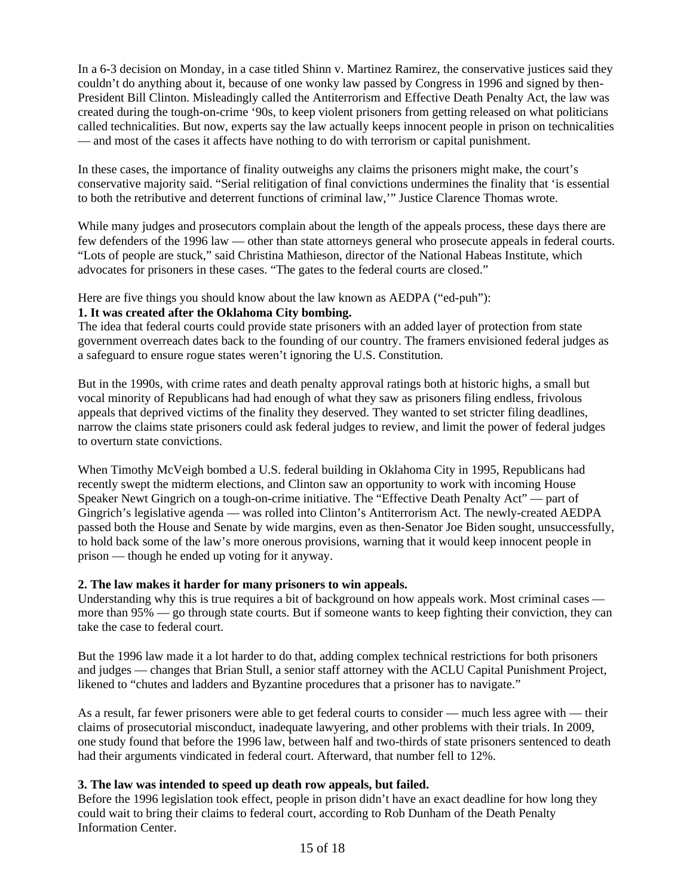In a 6-3 decision on Monday, in a case titled Shinn v. Martinez Ramirez, the conservative justices said they couldn't do anything about it, because of one wonky law passed by Congress in 1996 and signed by then-President Bill Clinton. Misleadingly called the Antiterrorism and Effective Death Penalty Act, the law was created during the tough-on-crime '90s, to keep violent prisoners from getting released on what politicians called technicalities. But now, experts say the law actually keeps innocent people in prison on technicalities — and most of the cases it affects have nothing to do with terrorism or capital punishment.

In these cases, the importance of finality outweighs any claims the prisoners might make, the court's conservative majority said. "Serial relitigation of final convictions undermines the finality that 'is essential to both the retributive and deterrent functions of criminal law,'" Justice Clarence Thomas wrote.

While many judges and prosecutors complain about the length of the appeals process, these days there are few defenders of the 1996 law — other than state attorneys general who prosecute appeals in federal courts. "Lots of people are stuck," said Christina Mathieson, director of the National Habeas Institute, which advocates for prisoners in these cases. "The gates to the federal courts are closed."

Here are five things you should know about the law known as AEDPA ("ed-puh"):

**1. It was created after the Oklahoma City bombing.**

The idea that federal courts could provide state prisoners with an added layer of protection from state government overreach dates back to the founding of our country. The framers envisioned federal judges as a safeguard to ensure rogue states weren't ignoring the U.S. Constitution.

But in the 1990s, with crime rates and death penalty approval ratings both at historic highs, a small but vocal minority of Republicans had had enough of what they saw as prisoners filing endless, frivolous appeals that deprived victims of the finality they deserved. They wanted to set stricter filing deadlines, narrow the claims state prisoners could ask federal judges to review, and limit the power of federal judges to overturn state convictions.

When Timothy McVeigh bombed a U.S. federal building in Oklahoma City in 1995, Republicans had recently swept the midterm elections, and Clinton saw an opportunity to work with incoming House Speaker Newt Gingrich on a tough-on-crime initiative. The "Effective Death Penalty Act" — part of Gingrich's legislative agenda — was rolled into Clinton's Antiterrorism Act. The newly-created AEDPA passed both the House and Senate by wide margins, even as then-Senator Joe Biden sought, unsuccessfully, to hold back some of the law's more onerous provisions, warning that it would keep innocent people in prison — though he ended up voting for it anyway.

**2. The law makes it harder for many prisoners to win appeals.**

Understanding why this is true requires a bit of background on how appeals work. Most criminal cases — more than 95% — go through state courts. But if someone wants to keep fighting their conviction, they can take the case to federal court.

But the 1996 law made it a lot harder to do that, adding complex technical restrictions for both prisoners and judges — changes that Brian Stull, a senior staff attorney with the ACLU Capital Punishment Project, likened to "chutes and ladders and Byzantine procedures that a prisoner has to navigate."

As a result, far fewer prisoners were able to get federal courts to consider — much less agree with — their claims of prosecutorial misconduct, inadequate lawyering, and other problems with their trials. In 2009, one study found that before the 1996 law, between half and two-thirds of state prisoners sentenced to death had their arguments vindicated in federal court. Afterward, that number fell to 12%.

**3. The law was intended to speed up death row appeals, but failed.**

Before the 1996 legislation took effect, people in prison didn't have an exact deadline for how long they could wait to bring their claims to federal court, according to Rob Dunham of the Death Penalty Information Center.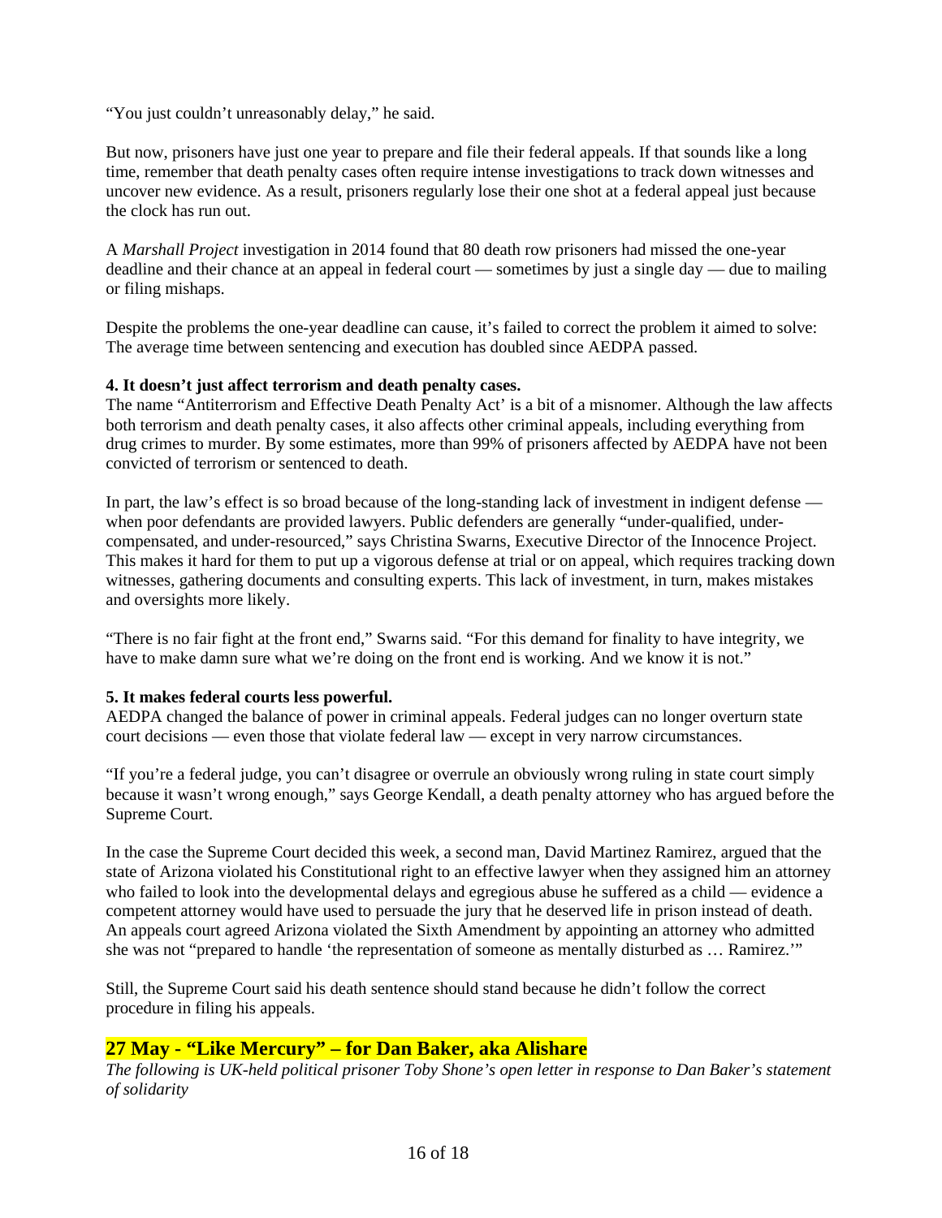"You just couldn't unreasonably delay," he said.

But now, prisoners have just one year to prepare and file their federal appeals. If that sounds like a long time, remember that death penalty cases often require intense investigations to track down witnesses and uncover new evidence. As a result, prisoners regularly lose their one shot at a federal appeal just because the clock has run out.

A *Marshall Project* investigation in 2014 found that 80 death row prisoners had missed the one-year deadline and their chance at an appeal in federal court — sometimes by just a single day — due to mailing or filing mishaps.

Despite the problems the one-year deadline can cause, it's failed to correct the problem it aimed to solve: The average time between sentencing and execution has doubled since AEDPA passed.

**4. It doesn't just affect terrorism and death penalty cases.**
The name "Antiterrorism and Effective Death Penalty Act' is a bit of a misnomer. Although the law affects both terrorism and death penalty cases, it also affects other criminal appeals, including everything from drug crimes to murder. By some estimates, more than 99% of prisoners affected by AEDPA have not been convicted of terrorism or sentenced to death.

In part, the law's effect is so broad because of the long-standing lack of investment in indigent defense — when poor defendants are provided lawyers. Public defenders are generally "under-qualified, under-compensated, and under-resourced," says Christina Swarns, Executive Director of the Innocence Project. This makes it hard for them to put up a vigorous defense at trial or on appeal, which requires tracking down witnesses, gathering documents and consulting experts. This lack of investment, in turn, makes mistakes and oversights more likely.

"There is no fair fight at the front end," Swarns said. "For this demand for finality to have integrity, we have to make damn sure what we're doing on the front end is working. And we know it is not."

**5. It makes federal courts less powerful.**
AEDPA changed the balance of power in criminal appeals. Federal judges can no longer overturn state court decisions — even those that violate federal law — except in very narrow circumstances.

"If you're a federal judge, you can't disagree or overrule an obviously wrong ruling in state court simply because it wasn't wrong enough," says George Kendall, a death penalty attorney who has argued before the Supreme Court.

In the case the Supreme Court decided this week, a second man, David Martinez Ramirez, argued that the state of Arizona violated his Constitutional right to an effective lawyer when they assigned him an attorney who failed to look into the developmental delays and egregious abuse he suffered as a child — evidence a competent attorney would have used to persuade the jury that he deserved life in prison instead of death. An appeals court agreed Arizona violated the Sixth Amendment by appointing an attorney who admitted she was not "prepared to handle 'the representation of someone as mentally disturbed as … Ramirez.'"

Still, the Supreme Court said his death sentence should stand because he didn't follow the correct procedure in filing his appeals.

## 27 May - "Like Mercury" – for Dan Baker, aka Alishare

*The following is UK-held political prisoner Toby Shone's open letter in response to Dan Baker's statement of solidarity*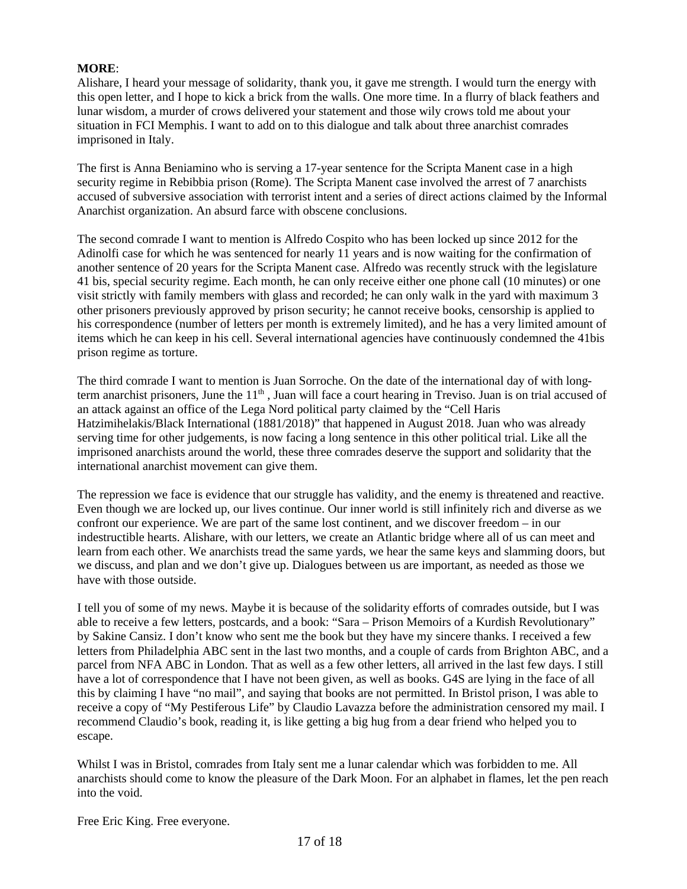**MORE**:

Alishare, I heard your message of solidarity, thank you, it gave me strength. I would turn the energy with this open letter, and I hope to kick a brick from the walls. One more time. In a flurry of black feathers and lunar wisdom, a murder of crows delivered your statement and those wily crows told me about your situation in FCI Memphis. I want to add on to this dialogue and talk about three anarchist comrades imprisoned in Italy.

The first is Anna Beniamino who is serving a 17-year sentence for the Scripta Manent case in a high security regime in Rebibbia prison (Rome). The Scripta Manent case involved the arrest of 7 anarchists accused of subversive association with terrorist intent and a series of direct actions claimed by the Informal Anarchist organization. An absurd farce with obscene conclusions.

The second comrade I want to mention is Alfredo Cospito who has been locked up since 2012 for the Adinolfi case for which he was sentenced for nearly 11 years and is now waiting for the confirmation of another sentence of 20 years for the Scripta Manent case. Alfredo was recently struck with the legislature 41 bis, special security regime. Each month, he can only receive either one phone call (10 minutes) or one visit strictly with family members with glass and recorded; he can only walk in the yard with maximum 3 other prisoners previously approved by prison security; he cannot receive books, censorship is applied to his correspondence (number of letters per month is extremely limited), and he has a very limited amount of items which he can keep in his cell. Several international agencies have continuously condemned the 41bis prison regime as torture.

The third comrade I want to mention is Juan Sorroche. On the date of the international day of with long-term anarchist prisoners, June the 11th , Juan will face a court hearing in Treviso. Juan is on trial accused of an attack against an office of the Lega Nord political party claimed by the "Cell Haris Hatzimihelakis/Black International (1881/2018)" that happened in August 2018. Juan who was already serving time for other judgements, is now facing a long sentence in this other political trial. Like all the imprisoned anarchists around the world, these three comrades deserve the support and solidarity that the international anarchist movement can give them.

The repression we face is evidence that our struggle has validity, and the enemy is threatened and reactive. Even though we are locked up, our lives continue. Our inner world is still infinitely rich and diverse as we confront our experience. We are part of the same lost continent, and we discover freedom – in our indestructible hearts. Alishare, with our letters, we create an Atlantic bridge where all of us can meet and learn from each other. We anarchists tread the same yards, we hear the same keys and slamming doors, but we discuss, and plan and we don't give up. Dialogues between us are important, as needed as those we have with those outside.

I tell you of some of my news. Maybe it is because of the solidarity efforts of comrades outside, but I was able to receive a few letters, postcards, and a book: "Sara – Prison Memoirs of a Kurdish Revolutionary" by Sakine Cansiz. I don't know who sent me the book but they have my sincere thanks. I received a few letters from Philadelphia ABC sent in the last two months, and a couple of cards from Brighton ABC, and a parcel from NFA ABC in London. That as well as a few other letters, all arrived in the last few days. I still have a lot of correspondence that I have not been given, as well as books. G4S are lying in the face of all this by claiming I have "no mail", and saying that books are not permitted. In Bristol prison, I was able to receive a copy of "My Pestiferous Life" by Claudio Lavazza before the administration censored my mail. I recommend Claudio's book, reading it, is like getting a big hug from a dear friend who helped you to escape.

Whilst I was in Bristol, comrades from Italy sent me a lunar calendar which was forbidden to me. All anarchists should come to know the pleasure of the Dark Moon. For an alphabet in flames, let the pen reach into the void.

Free Eric King. Free everyone.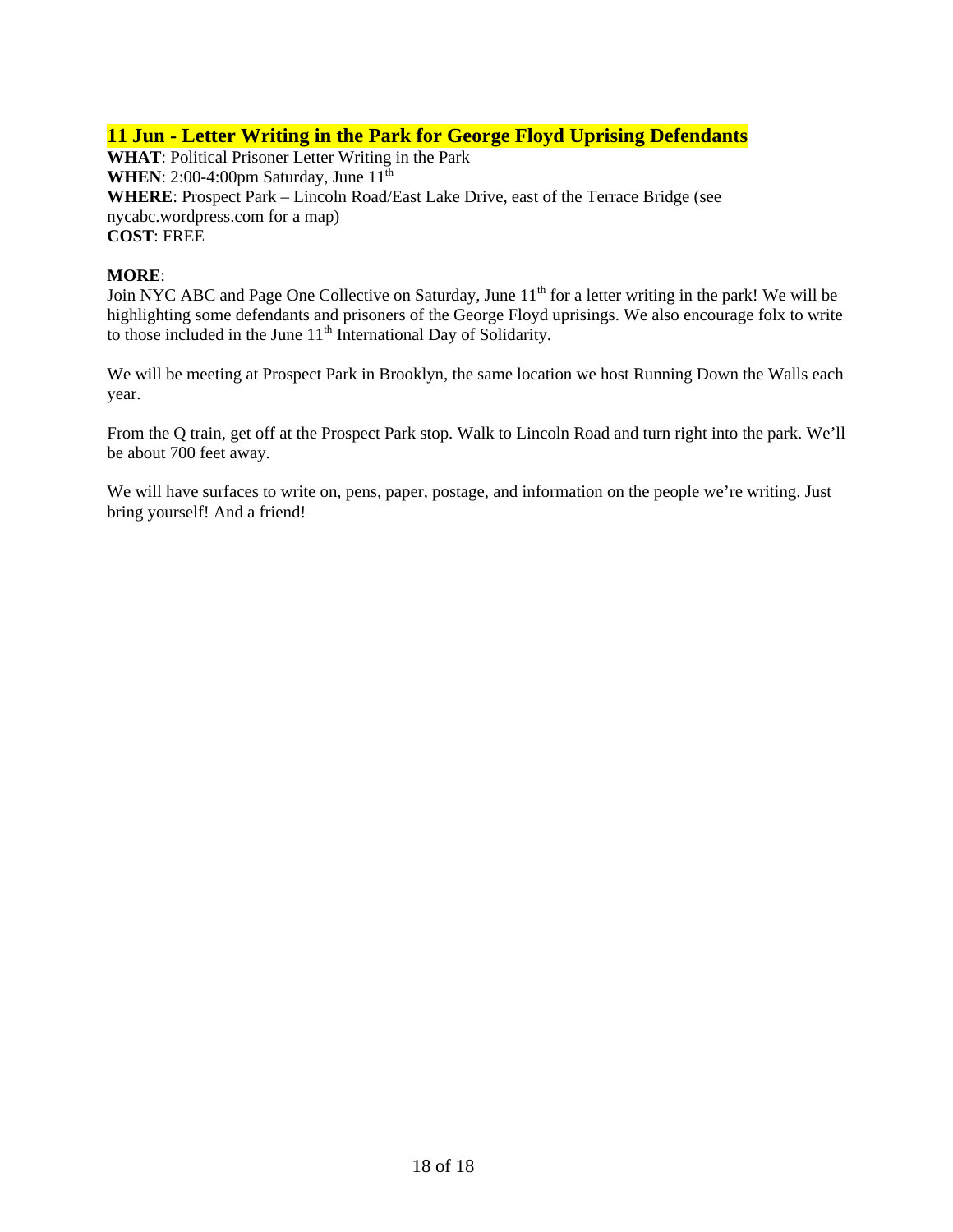## 11 Jun - Letter Writing in the Park for George Floyd Uprising Defendants

**WHAT**: Political Prisoner Letter Writing in the Park
**WHEN**: 2:00-4:00pm Saturday, June 11th
**WHERE**: Prospect Park – Lincoln Road/East Lake Drive, east of the Terrace Bridge (see nycabc.wordpress.com for a map)
**COST**: FREE

**MORE**:
Join NYC ABC and Page One Collective on Saturday, June 11th for a letter writing in the park! We will be highlighting some defendants and prisoners of the George Floyd uprisings. We also encourage folx to write to those included in the June 11th International Day of Solidarity.

We will be meeting at Prospect Park in Brooklyn, the same location we host Running Down the Walls each year.

From the Q train, get off at the Prospect Park stop. Walk to Lincoln Road and turn right into the park. We'll be about 700 feet away.

We will have surfaces to write on, pens, paper, postage, and information on the people we're writing. Just bring yourself! And a friend!